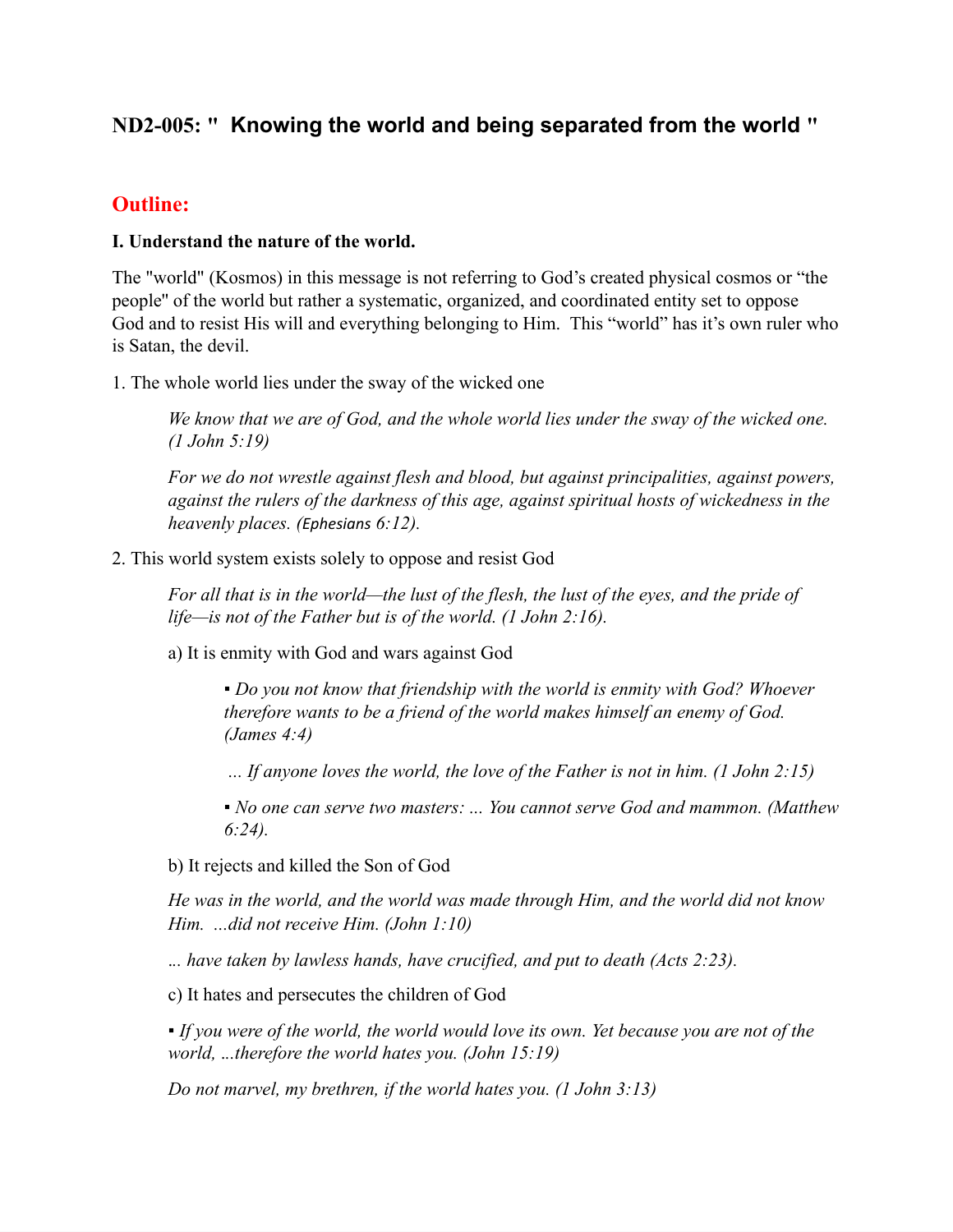## ND2-005: " Knowing the world and being separated from the world "

## Outline:

**I. Understand the nature of the world.**

The "world" (Kosmos) in this message is not referring to God's created physical cosmos or "the people" of the world but rather a systematic, organized, and coordinated entity set to oppose God and to resist His will and everything belonging to Him. This "world" has it's own ruler who is Satan, the devil.

1. The whole world lies under the sway of the wicked one

> *We know that we are of God, and the whole world lies under the sway of the wicked one. (1 John 5:19)*
>
> *For we do not wrestle against flesh and blood, but against principalities, against powers, against the rulers of the darkness of this age, against spiritual hosts of wickedness in the heavenly places. (Ephesians 6:12).*

2. This world system exists solely to oppose and resist God

> *For all that is in the world—the lust of the flesh, the lust of the eyes, and the pride of life—is not of the Father but is of the world. (1 John 2:16).*

a) It is enmity with God and wars against God

> ▪ *Do you not know that friendship with the world is enmity with God? Whoever therefore wants to be a friend of the world makes himself an enemy of God. (James 4:4)*
>
> *... If anyone loves the world, the love of the Father is not in him. (1 John 2:15)*
>
> ▪ *No one can serve two masters: ... You cannot serve God and mammon. (Matthew 6:24).*

b) It rejects and killed the Son of God

> *He was in the world, and the world was made through Him, and the world did not know Him. ...did not receive Him. (John 1:10)*
>
> *... have taken by lawless hands, have crucified, and put to death (Acts 2:23).*

c) It hates and persecutes the children of God

> ▪ *If you were of the world, the world would love its own. Yet because you are not of the world, ...therefore the world hates you. (John 15:19)*
>
> *Do not marvel, my brethren, if the world hates you. (1 John 3:13)*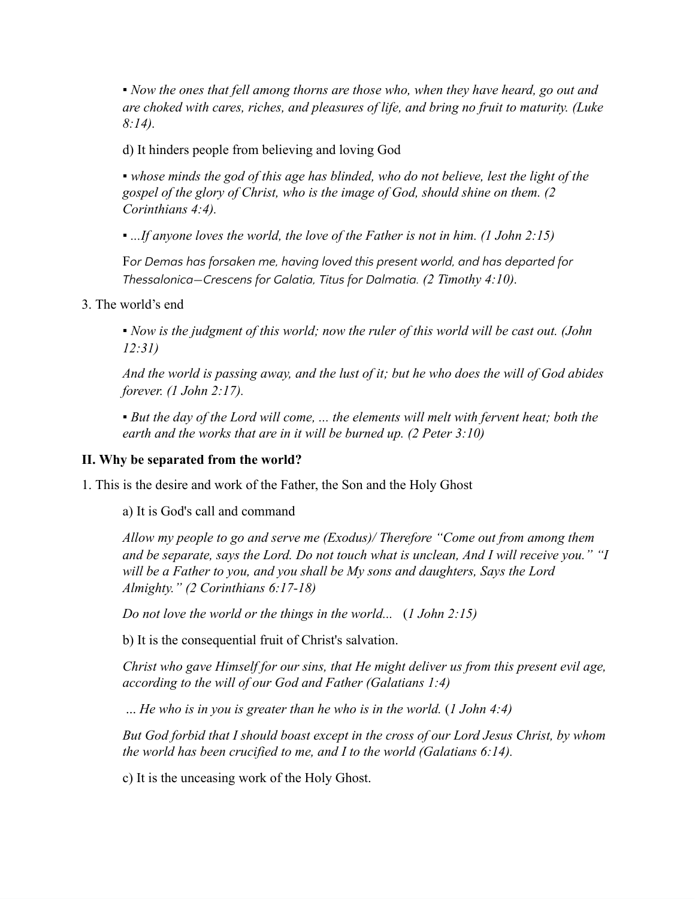▪ *Now the ones that fell among thorns are those who, when they have heard, go out and are choked with cares, riches, and pleasures of life, and bring no fruit to maturity. (Luke 8:14).*

d) It hinders people from believing and loving God

▪ *whose minds the god of this age has blinded, who do not believe, lest the light of the gospel of the glory of Christ, who is the image of God, should shine on them. (2 Corinthians 4:4).*

▪ *...If anyone loves the world, the love of the Father is not in him. (1 John 2:15)*

F*or Demas has forsaken me, having loved this present world, and has departed for Thessalonica—Crescens for Galatia, Titus for Dalmatia. (2 Timothy 4:10).*

3. The world's end

▪ *Now is the judgment of this world; now the ruler of this world will be cast out. (John 12:31)*

*And the world is passing away, and the lust of it; but he who does the will of God abides forever. (1 John 2:17).*

▪ *But the day of the Lord will come, ... the elements will melt with fervent heat; both the earth and the works that are in it will be burned up. (2 Peter 3:10)*

**II. Why be separated from the world?**

1. This is the desire and work of the Father, the Son and the Holy Ghost

a) It is God's call and command

*Allow my people to go and serve me (Exodus)/ Therefore "Come out from among them and be separate, says the Lord. Do not touch what is unclean, And I will receive you." "I will be a Father to you, and you shall be My sons and daughters, Says the Lord Almighty." (2 Corinthians 6:17-18)*

*Do not love the world or the things in the world...* (*1 John 2:15)*

b) It is the consequential fruit of Christ's salvation.

*Christ who gave Himself for our sins, that He might deliver us from this present evil age, according to the will of our God and Father (Galatians 1:4)*

*... He who is in you is greater than he who is in the world.* (*1 John 4:4)*

*But God forbid that I should boast except in the cross of our Lord Jesus Christ, by whom the world has been crucified to me, and I to the world (Galatians 6:14).*

c) It is the unceasing work of the Holy Ghost.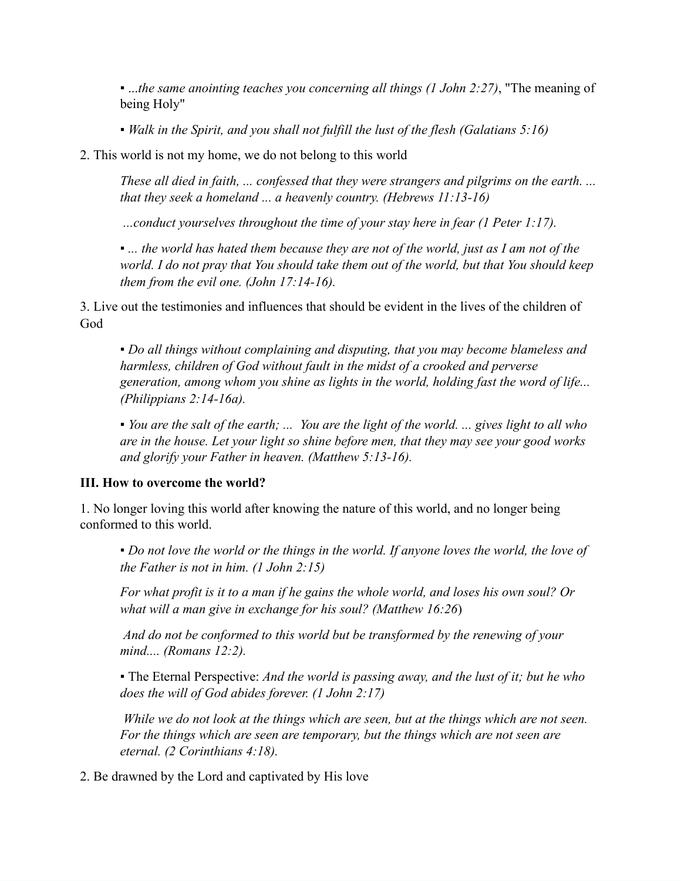- *...the same anointing teaches you concerning all things (1 John 2:27)*, "The meaning of being Holy"

- *Walk in the Spirit, and you shall not fulfill the lust of the flesh (Galatians 5:16)*

2. This world is not my home, we do not belong to this world

   *These all died in faith, ... confessed that they were strangers and pilgrims on the earth. ... that they seek a homeland ... a heavenly country. (Hebrews 11:13-16)*

   *...conduct yourselves throughout the time of your stay here in fear (1 Peter 1:17).*

   - *... the world has hated them because they are not of the world, just as I am not of the world. I do not pray that You should take them out of the world, but that You should keep them from the evil one. (John 17:14-16).*

3. Live out the testimonies and influences that should be evident in the lives of the children of God

   - *Do all things without complaining and disputing, that you may become blameless and harmless, children of God without fault in the midst of a crooked and perverse generation, among whom you shine as lights in the world, holding fast the word of life... (Philippians 2:14-16a).*

   - *You are the salt of the earth; ... You are the light of the world. ... gives light to all who are in the house. Let your light so shine before men, that they may see your good works and glorify your Father in heaven. (Matthew 5:13-16).*

**III. How to overcome the world?**

1. No longer loving this world after knowing the nature of this world, and no longer being conformed to this world.

   - *Do not love the world or the things in the world. If anyone loves the world, the love of the Father is not in him. (1 John 2:15)*

   *For what profit is it to a man if he gains the whole world, and loses his own soul? Or what will a man give in exchange for his soul? (Matthew 16:26*)

   *And do not be conformed to this world but be transformed by the renewing of your mind.... (Romans 12:2).*

   - The Eternal Perspective: *And the world is passing away, and the lust of it; but he who does the will of God abides forever. (1 John 2:17)*

   *While we do not look at the things which are seen, but at the things which are not seen. For the things which are seen are temporary, but the things which are not seen are eternal. (2 Corinthians 4:18).*

2. Be drawned by the Lord and captivated by His love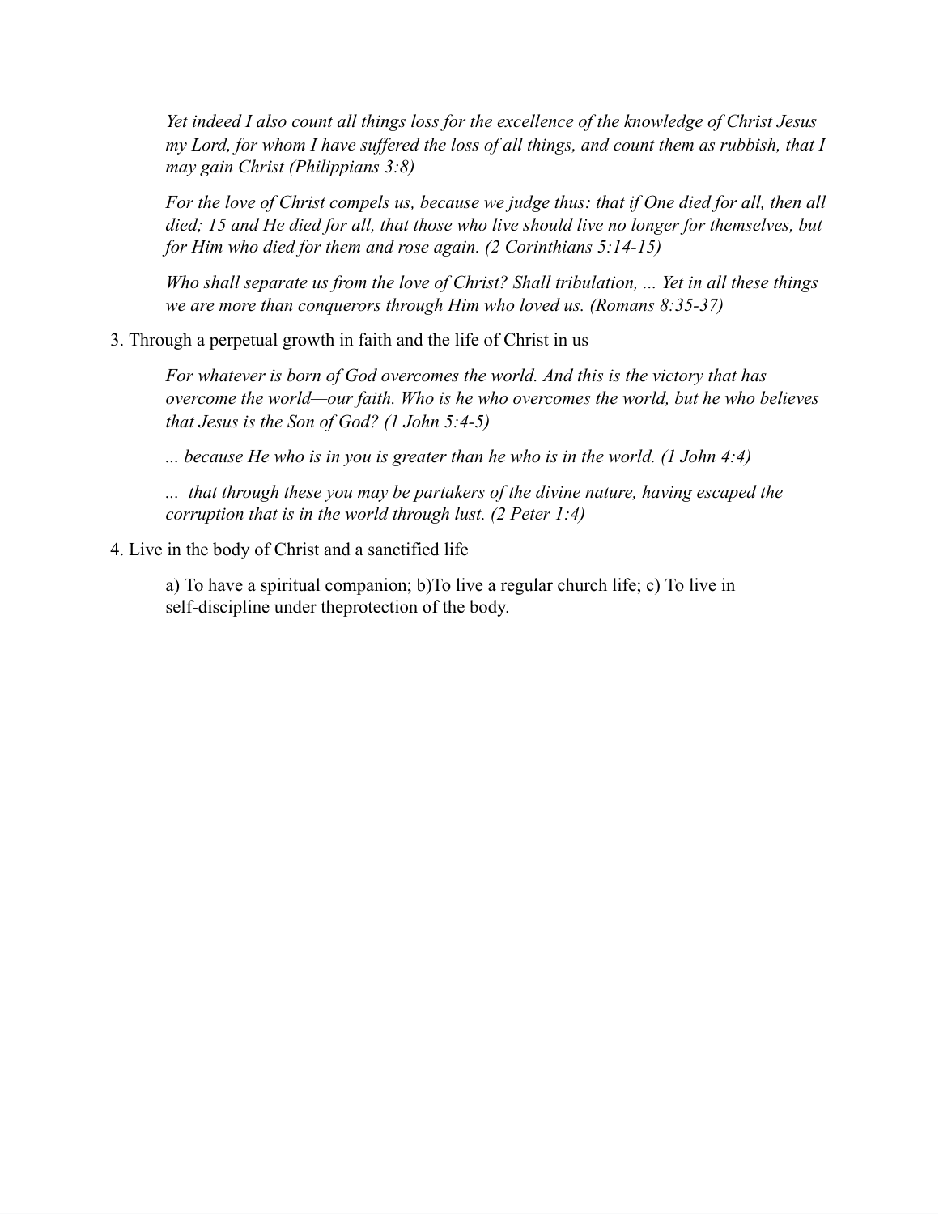*Yet indeed I also count all things loss for the excellence of the knowledge of Christ Jesus my Lord, for whom I have suffered the loss of all things, and count them as rubbish, that I may gain Christ (Philippians 3:8)*

*For the love of Christ compels us, because we judge thus: that if One died for all, then all died; 15 and He died for all, that those who live should live no longer for themselves, but for Him who died for them and rose again. (2 Corinthians 5:14-15)*

*Who shall separate us from the love of Christ? Shall tribulation, ... Yet in all these things we are more than conquerors through Him who loved us. (Romans 8:35-37)*

3. Through a perpetual growth in faith and the life of Christ in us

   *For whatever is born of God overcomes the world. And this is the victory that has overcome the world—our faith. Who is he who overcomes the world, but he who believes that Jesus is the Son of God? (1 John 5:4-5)*

   *... because He who is in you is greater than he who is in the world. (1 John 4:4)*

   *... that through these you may be partakers of the divine nature, having escaped the corruption that is in the world through lust. (2 Peter 1:4)*

4. Live in the body of Christ and a sanctified life

   a) To have a spiritual companion; b)To live a regular church life; c) To live in self-discipline under theprotection of the body.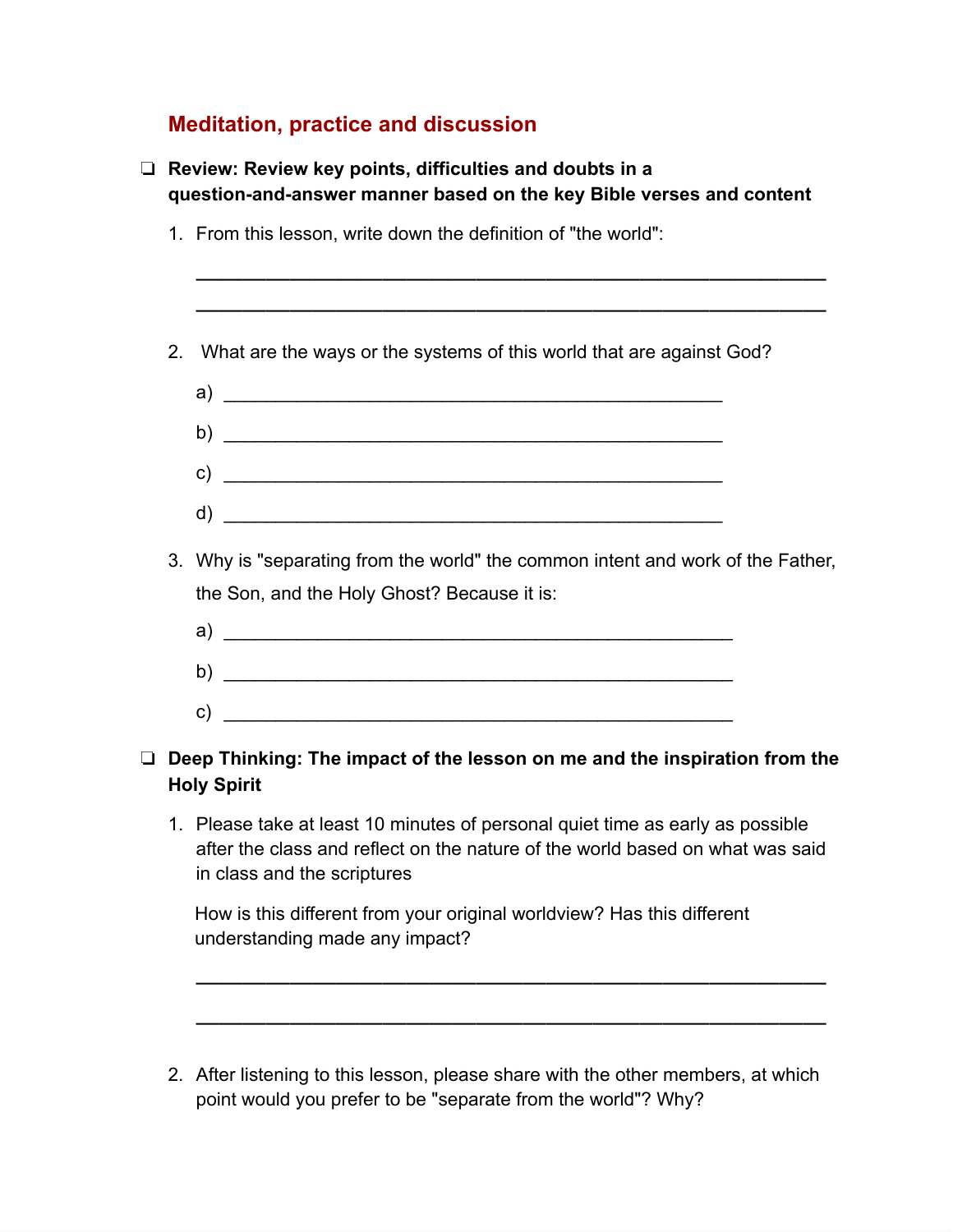## Meditation, practice and discussion

- ❑ **Review: Review key points, difficulties and doubts in a question-and-answer manner based on the key Bible verses and content**

1. From this lesson, write down the definition of "the world":

   ______________________________________________________________

   ______________________________________________________________

2. What are the ways or the systems of this world that are against God?

   a) ______________________________________________

   b) ______________________________________________

   c) ______________________________________________

   d) ______________________________________________

3. Why is "separating from the world" the common intent and work of the Father, the Son, and the Holy Ghost? Because it is:

   a) ______________________________________________

   b) ______________________________________________

   c) ______________________________________________

- ❑ **Deep Thinking: The impact of the lesson on me and the inspiration from the Holy Spirit**

1. Please take at least 10 minutes of personal quiet time as early as possible after the class and reflect on the nature of the world based on what was said in class and the scriptures

   How is this different from your original worldview? Has this different understanding made any impact?

   ______________________________________________________________

   ______________________________________________________________

2. After listening to this lesson, please share with the other members, at which point would you prefer to be "separate from the world"? Why?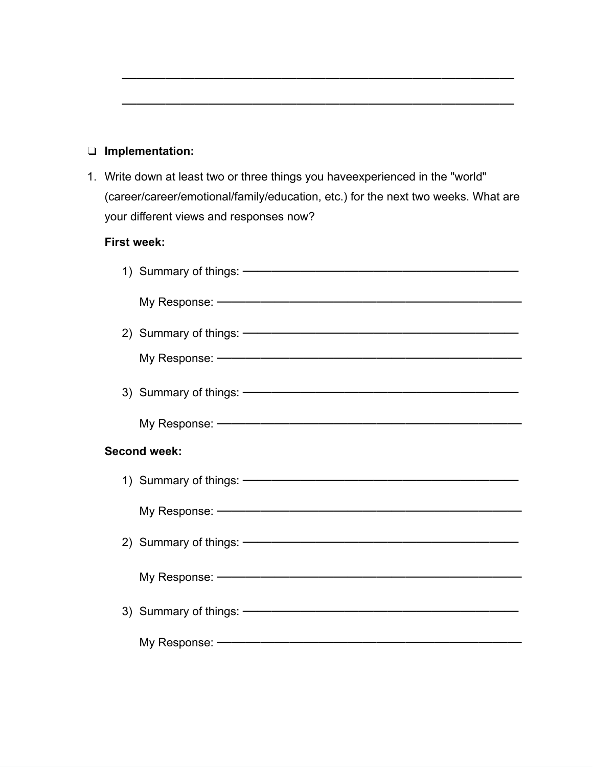______________________________________________________________

______________________________________________________________

- ❑ **Implementation:**

1. Write down at least two or three things you haveexperienced in the "world" (career/career/emotional/family/education, etc.) for the next two weeks. What are your different views and responses now?

   **First week:**

   1) Summary of things: ——————————————————————

      My Response: ————————————————————————

   2) Summary of things: ——————————————————————

      My Response: ————————————————————————

   3) Summary of things: ——————————————————————

      My Response: ————————————————————————

   **Second week:**

   1) Summary of things: ——————————————————————

      My Response: ————————————————————————

   2) Summary of things: ——————————————————————

      My Response: ————————————————————————

   3) Summary of things: ——————————————————————

      My Response: ————————————————————————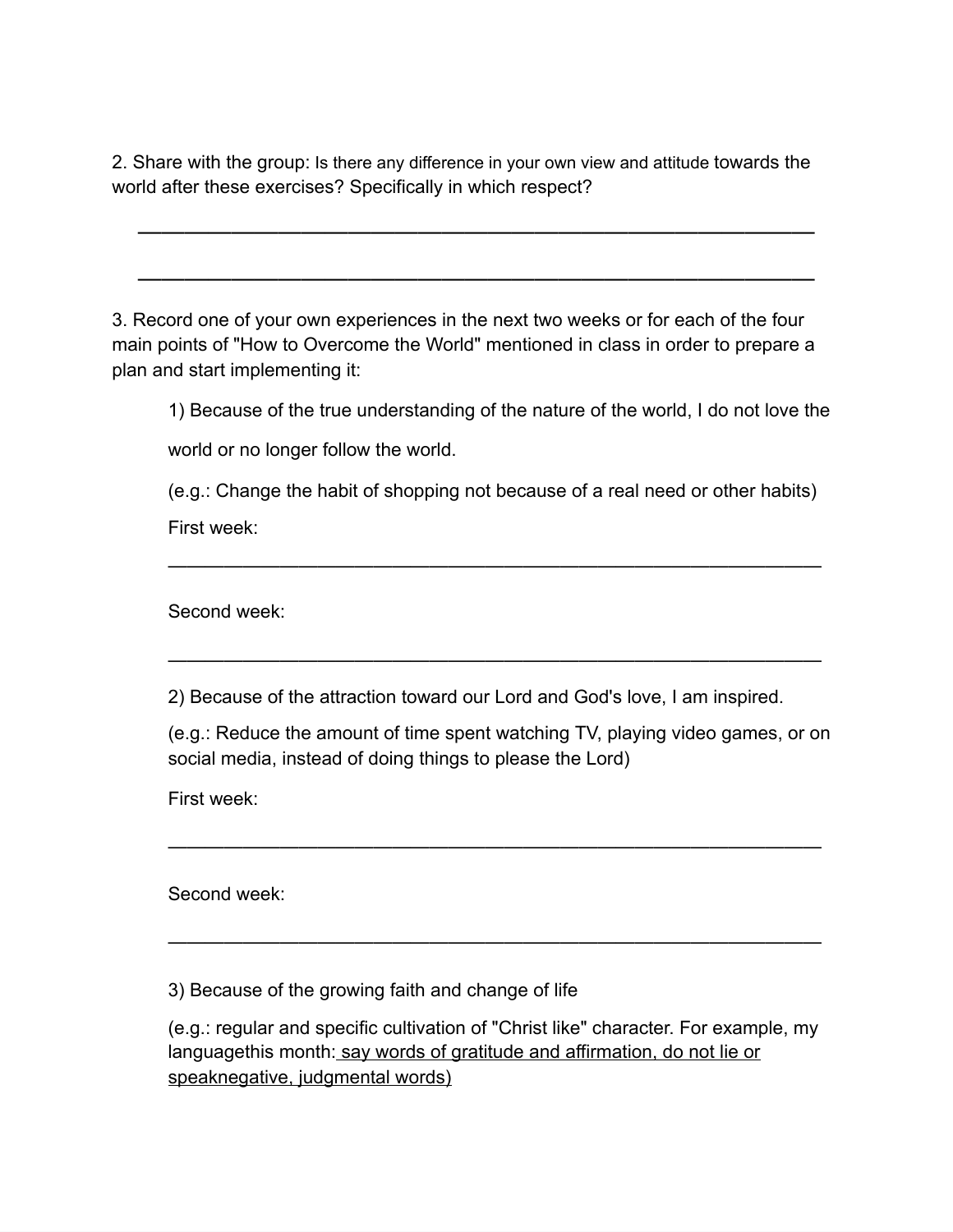2. Share with the group: Is there any difference in your own view and attitude towards the world after these exercises? Specifically in which respect?

\_\_\_\_\_\_\_\_\_\_\_\_\_\_\_\_\_\_\_\_\_\_\_\_\_\_\_\_\_\_\_\_\_\_\_\_\_\_\_\_\_\_\_\_\_\_\_\_\_\_\_\_\_\_\_\_\_\_\_\_

\_\_\_\_\_\_\_\_\_\_\_\_\_\_\_\_\_\_\_\_\_\_\_\_\_\_\_\_\_\_\_\_\_\_\_\_\_\_\_\_\_\_\_\_\_\_\_\_\_\_\_\_\_\_\_\_\_\_\_\_

3. Record one of your own experiences in the next two weeks or for each of the four main points of "How to Overcome the World" mentioned in class in order to prepare a plan and start implementing it:

1) Because of the true understanding of the nature of the world, I do not love the world or no longer follow the world.

(e.g.: Change the habit of shopping not because of a real need or other habits)

First week:

\_\_\_\_\_\_\_\_\_\_\_\_\_\_\_\_\_\_\_\_\_\_\_\_\_\_\_\_\_\_\_\_\_\_\_\_\_\_\_\_\_\_\_\_\_\_\_\_\_\_\_\_\_\_\_\_\_\_\_\_

Second week:

\_\_\_\_\_\_\_\_\_\_\_\_\_\_\_\_\_\_\_\_\_\_\_\_\_\_\_\_\_\_\_\_\_\_\_\_\_\_\_\_\_\_\_\_\_\_\_\_\_\_\_\_\_\_\_\_\_\_\_\_

2) Because of the attraction toward our Lord and God's love, I am inspired.

(e.g.: Reduce the amount of time spent watching TV, playing video games, or on social media, instead of doing things to please the Lord)

First week:

\_\_\_\_\_\_\_\_\_\_\_\_\_\_\_\_\_\_\_\_\_\_\_\_\_\_\_\_\_\_\_\_\_\_\_\_\_\_\_\_\_\_\_\_\_\_\_\_\_\_\_\_\_\_\_\_\_\_\_\_

Second week:

\_\_\_\_\_\_\_\_\_\_\_\_\_\_\_\_\_\_\_\_\_\_\_\_\_\_\_\_\_\_\_\_\_\_\_\_\_\_\_\_\_\_\_\_\_\_\_\_\_\_\_\_\_\_\_\_\_\_\_\_

3) Because of the growing faith and change of life

(e.g.: regular and specific cultivation of "Christ like" character. For example, my languagethis month: <u>say words of gratitude and affirmation, do not lie or speaknegative, judgmental words)</u>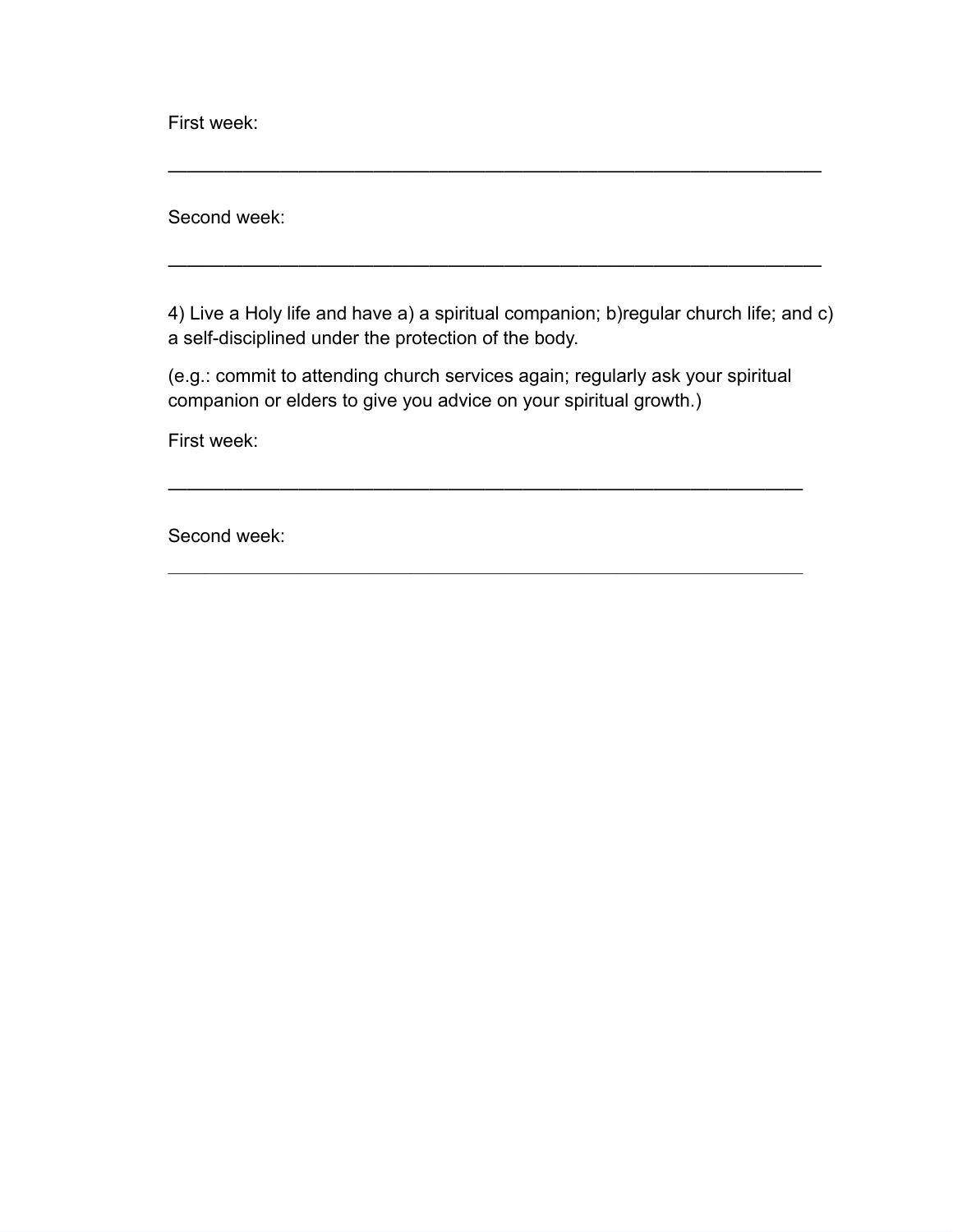First week:

______________________________________________________________

Second week:

______________________________________________________________

4) Live a Holy life and have a) a spiritual companion; b)regular church life; and c) a self-disciplined under the protection of the body.

(e.g.: commit to attending church services again; regularly ask your spiritual companion or elders to give you advice on your spiritual growth.)

First week:

______________________________________________________________

Second week:

______________________________________________________________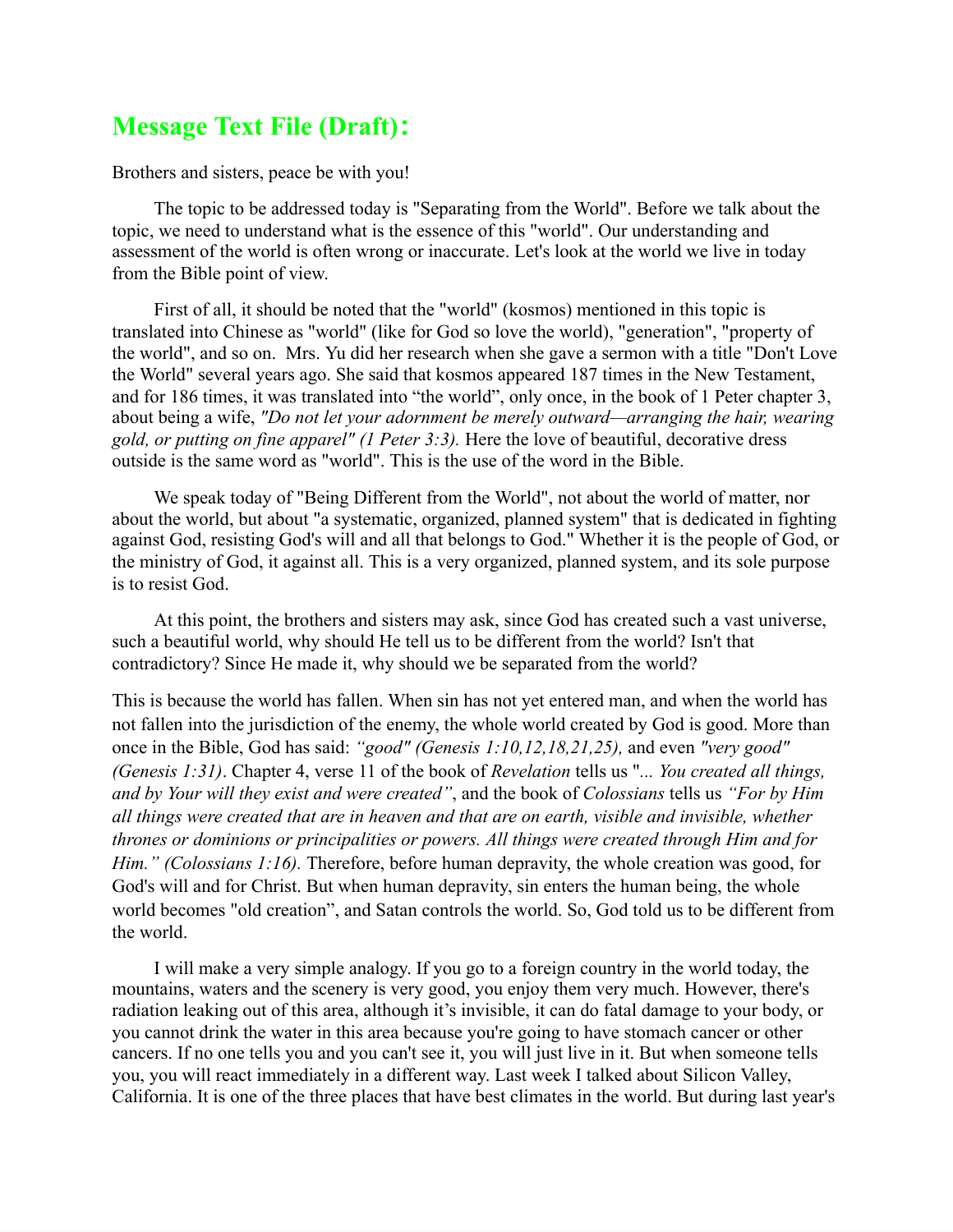## **Message Text File (Draft):**

Brothers and sisters, peace be with you!

The topic to be addressed today is "Separating from the World". Before we talk about the topic, we need to understand what is the essence of this "world". Our understanding and assessment of the world is often wrong or inaccurate. Let's look at the world we live in today from the Bible point of view.

First of all, it should be noted that the "world" (kosmos) mentioned in this topic is translated into Chinese as "world" (like for God so love the world), "generation", "property of the world", and so on. Mrs. Yu did her research when she gave a sermon with a title "Don't Love the World" several years ago. She said that kosmos appeared 187 times in the New Testament, and for 186 times, it was translated into "the world", only once, in the book of 1 Peter chapter 3, about being a wife, *"Do not let your adornment be merely outward—arranging the hair, wearing gold, or putting on fine apparel" (1 Peter 3:3).* Here the love of beautiful, decorative dress outside is the same word as "world". This is the use of the word in the Bible.

We speak today of "Being Different from the World", not about the world of matter, nor about the world, but about "a systematic, organized, planned system" that is dedicated in fighting against God, resisting God's will and all that belongs to God." Whether it is the people of God, or the ministry of God, it against all. This is a very organized, planned system, and its sole purpose is to resist God.

At this point, the brothers and sisters may ask, since God has created such a vast universe, such a beautiful world, why should He tell us to be different from the world? Isn't that contradictory? Since He made it, why should we be separated from the world?

This is because the world has fallen. When sin has not yet entered man, and when the world has not fallen into the jurisdiction of the enemy, the whole world created by God is good. More than once in the Bible, God has said: *"good" (Genesis 1:10,12,18,21,25),* and even *"very good" (Genesis 1:31)*. Chapter 4, verse 11 of the book of *Revelation* tells us "*... You created all things, and by Your will they exist and were created"*, and the book of *Colossians* tells us *"For by Him all things were created that are in heaven and that are on earth, visible and invisible, whether thrones or dominions or principalities or powers. All things were created through Him and for Him." (Colossians 1:16).* Therefore, before human depravity, the whole creation was good, for God's will and for Christ. But when human depravity, sin enters the human being, the whole world becomes "old creation", and Satan controls the world. So, God told us to be different from the world.

I will make a very simple analogy. If you go to a foreign country in the world today, the mountains, waters and the scenery is very good, you enjoy them very much. However, there's radiation leaking out of this area, although it's invisible, it can do fatal damage to your body, or you cannot drink the water in this area because you're going to have stomach cancer or other cancers. If no one tells you and you can't see it, you will just live in it. But when someone tells you, you will react immediately in a different way. Last week I talked about Silicon Valley, California. It is one of the three places that have best climates in the world. But during last year's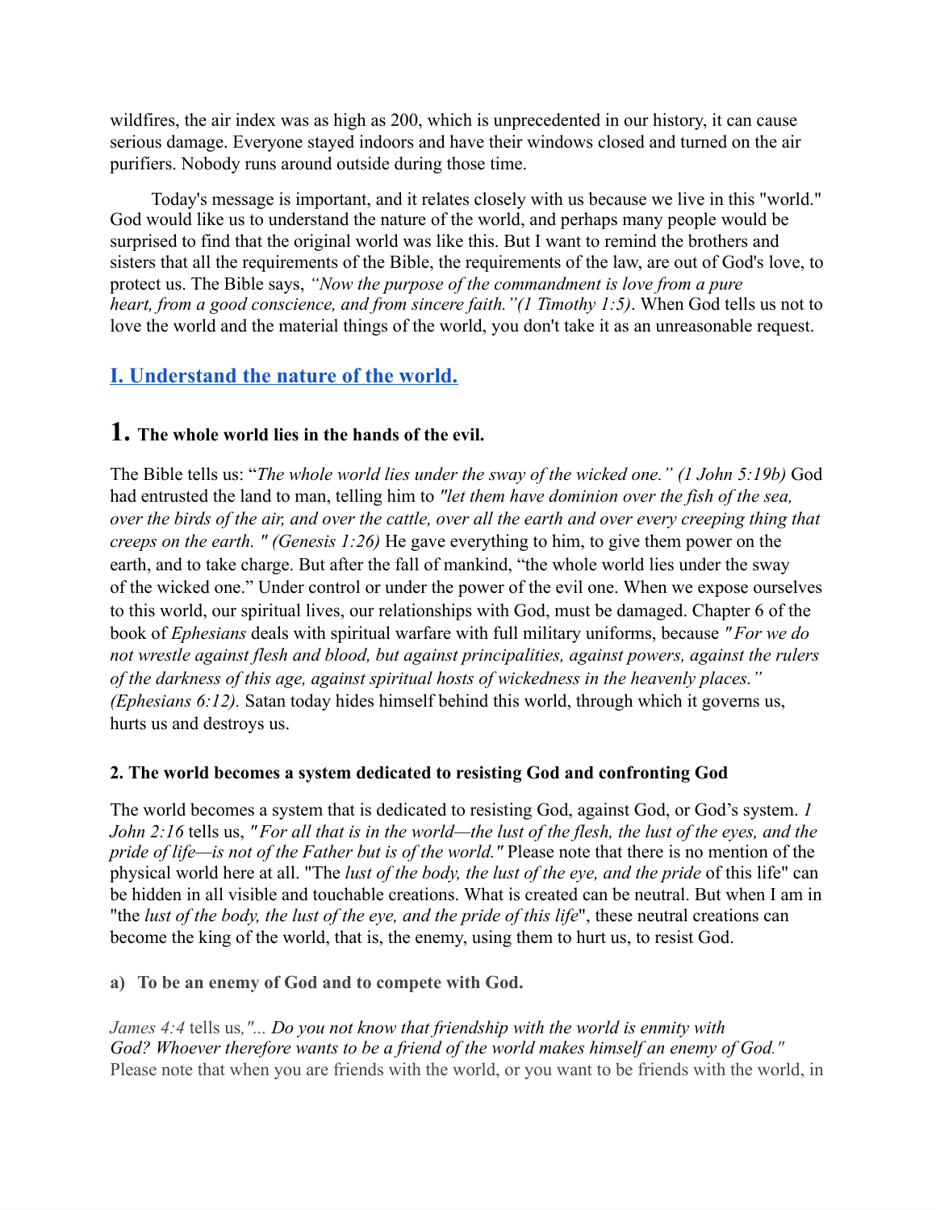wildfires, the air index was as high as 200, which is unprecedented in our history, it can cause serious damage. Everyone stayed indoors and have their windows closed and turned on the air purifiers. Nobody runs around outside during those time.

Today's message is important, and it relates closely with us because we live in this "world." God would like us to understand the nature of the world, and perhaps many people would be surprised to find that the original world was like this. But I want to remind the brothers and sisters that all the requirements of the Bible, the requirements of the law, are out of God's love, to protect us. The Bible says, *"Now the purpose of the commandment is love from a pure heart, from a good conscience, and from sincere faith."(1 Timothy 1:5)*. When God tells us not to love the world and the material things of the world, you don't take it as an unreasonable request.

## I. Understand the nature of the world.

### 1. The whole world lies in the hands of the evil.

The Bible tells us: "*The whole world lies under the sway of the wicked one." (1 John 5:19b)* God had entrusted the land to man, telling him to *"let them have dominion over the fish of the sea, over the birds of the air, and over the cattle, over all the earth and over every creeping thing that creeps on the earth. " (Genesis 1:26)* He gave everything to him, to give them power on the earth, and to take charge. But after the fall of mankind, "the whole world lies under the sway of the wicked one." Under control or under the power of the evil one. When we expose ourselves to this world, our spiritual lives, our relationships with God, must be damaged. Chapter 6 of the book of *Ephesians* deals with spiritual warfare with full military uniforms, because *"For we do not wrestle against flesh and blood, but against principalities, against powers, against the rulers of the darkness of this age, against spiritual hosts of wickedness in the heavenly places." (Ephesians 6:12).* Satan today hides himself behind this world, through which it governs us, hurts us and destroys us.

#### 2. The world becomes a system dedicated to resisting God and confronting God

The world becomes a system that is dedicated to resisting God, against God, or God's system. *1 John 2:16* tells us, *"For all that is in the world—the lust of the flesh, the lust of the eyes, and the pride of life—is not of the Father but is of the world."* Please note that there is no mention of the physical world here at all. "The *lust of the body, the lust of the eye, and the pride* of this life" can be hidden in all visible and touchable creations. What is created can be neutral. But when I am in "the *lust of the body, the lust of the eye, and the pride of this life*", these neutral creations can become the king of the world, that is, the enemy, using them to hurt us, to resist God.

**a) To be an enemy of God and to compete with God.**

*James 4:4* tells us*,"... Do you not know that friendship with the world is enmity with God? Whoever therefore wants to be a friend of the world makes himself an enemy of God."* Please note that when you are friends with the world, or you want to be friends with the world, in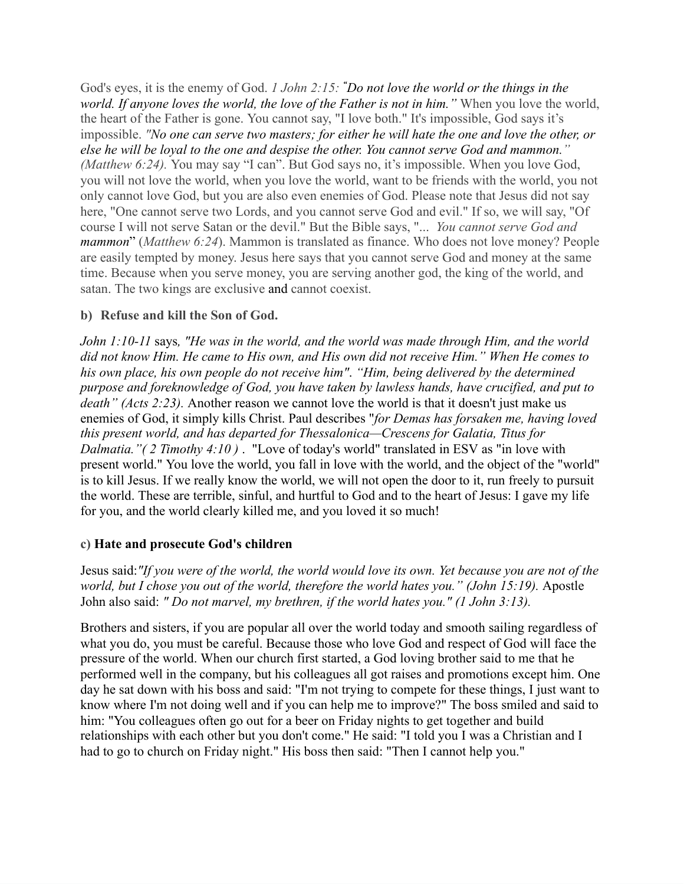God's eyes, it is the enemy of God. *1 John 2:15: "Do not love the world or the things in the world. If anyone loves the world, the love of the Father is not in him."* When you love the world, the heart of the Father is gone. You cannot say, "I love both." It's impossible, God says it's impossible. *"No one can serve two masters; for either he will hate the one and love the other, or else he will be loyal to the one and despise the other. You cannot serve God and mammon." (Matthew 6:24).* You may say "I can". But God says no, it's impossible. When you love God, you will not love the world, when you love the world, want to be friends with the world, you not only cannot love God, but you are also even enemies of God. Please note that Jesus did not say here, "One cannot serve two Lords, and you cannot serve God and evil." If so, we will say, "Of course I will not serve Satan or the devil." But the Bible says, "... *You cannot serve God and mammon*" (*Matthew 6:24*). Mammon is translated as finance. Who does not love money? People are easily tempted by money. Jesus here says that you cannot serve God and money at the same time. Because when you serve money, you are serving another god, the king of the world, and satan. The two kings are exclusive and cannot coexist.

**b) Refuse and kill the Son of God.**

*John 1:10-11* says*, "He was in the world, and the world was made through Him, and the world did not know Him. He came to His own, and His own did not receive Him." When He comes to his own place, his own people do not receive him". "Him, being delivered by the determined purpose and foreknowledge of God, you have taken by lawless hands, have crucified, and put to death" (Acts 2:23).* Another reason we cannot love the world is that it doesn't just make us enemies of God, it simply kills Christ. Paul describes "*for Demas has forsaken me, having loved this present world, and has departed for Thessalonica—Crescens for Galatia, Titus for Dalmatia."( 2 Timothy 4:10 )* . "Love of today's world" translated in ESV as "in love with present world." You love the world, you fall in love with the world, and the object of the "world" is to kill Jesus. If we really know the world, we will not open the door to it, run freely to pursuit the world. These are terrible, sinful, and hurtful to God and to the heart of Jesus: I gave my life for you, and the world clearly killed me, and you loved it so much!

**c) Hate and prosecute God's children**

Jesus said:*"If you were of the world, the world would love its own. Yet because you are not of the world, but I chose you out of the world, therefore the world hates you." (John 15:19).* Apostle John also said: *" Do not marvel, my brethren, if the world hates you." (1 John 3:13).*

Brothers and sisters, if you are popular all over the world today and smooth sailing regardless of what you do, you must be careful. Because those who love God and respect of God will face the pressure of the world. When our church first started, a God loving brother said to me that he performed well in the company, but his colleagues all got raises and promotions except him. One day he sat down with his boss and said: "I'm not trying to compete for these things, I just want to know where I'm not doing well and if you can help me to improve?" The boss smiled and said to him: "You colleagues often go out for a beer on Friday nights to get together and build relationships with each other but you don't come." He said: "I told you I was a Christian and I had to go to church on Friday night." His boss then said: "Then I cannot help you."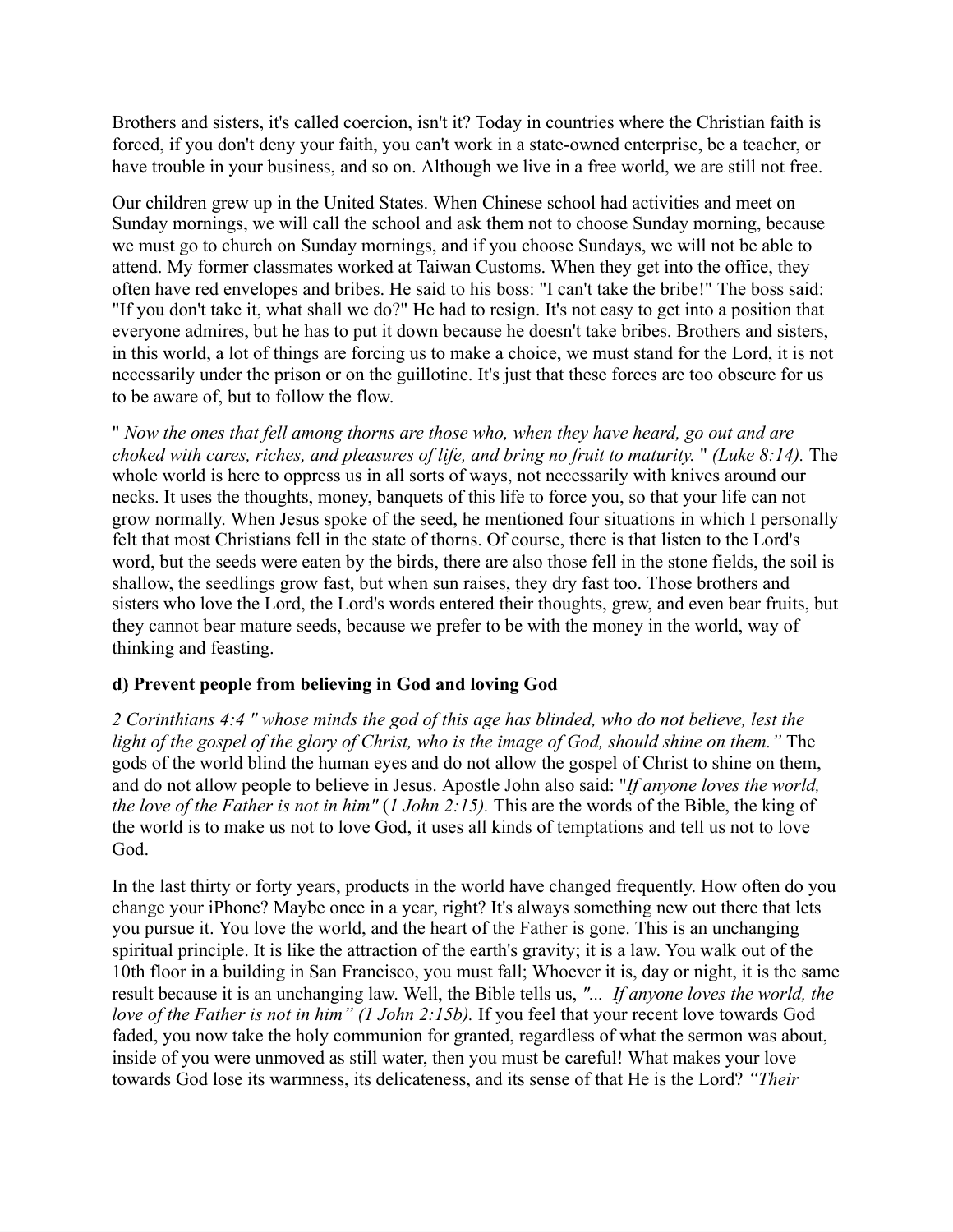Brothers and sisters, it's called coercion, isn't it? Today in countries where the Christian faith is forced, if you don't deny your faith, you can't work in a state-owned enterprise, be a teacher, or have trouble in your business, and so on. Although we live in a free world, we are still not free.

Our children grew up in the United States. When Chinese school had activities and meet on Sunday mornings, we will call the school and ask them not to choose Sunday morning, because we must go to church on Sunday mornings, and if you choose Sundays, we will not be able to attend. My former classmates worked at Taiwan Customs. When they get into the office, they often have red envelopes and bribes. He said to his boss: "I can't take the bribe!" The boss said: "If you don't take it, what shall we do?" He had to resign. It's not easy to get into a position that everyone admires, but he has to put it down because he doesn't take bribes. Brothers and sisters, in this world, a lot of things are forcing us to make a choice, we must stand for the Lord, it is not necessarily under the prison or on the guillotine. It's just that these forces are too obscure for us to be aware of, but to follow the flow.

" *Now the ones that fell among thorns are those who, when they have heard, go out and are choked with cares, riches, and pleasures of life, and bring no fruit to maturity.* " *(Luke 8:14).* The whole world is here to oppress us in all sorts of ways, not necessarily with knives around our necks. It uses the thoughts, money, banquets of this life to force you, so that your life can not grow normally. When Jesus spoke of the seed, he mentioned four situations in which I personally felt that most Christians fell in the state of thorns. Of course, there is that listen to the Lord's word, but the seeds were eaten by the birds, there are also those fell in the stone fields, the soil is shallow, the seedlings grow fast, but when sun raises, they dry fast too. Those brothers and sisters who love the Lord, the Lord's words entered their thoughts, grew, and even bear fruits, but they cannot bear mature seeds, because we prefer to be with the money in the world, way of thinking and feasting.

**d) Prevent people from believing in God and loving God**

*2 Corinthians 4:4 " whose minds the god of this age has blinded, who do not believe, lest the light of the gospel of the glory of Christ, who is the image of God, should shine on them."* The gods of the world blind the human eyes and do not allow the gospel of Christ to shine on them, and do not allow people to believe in Jesus. Apostle John also said: "*If anyone loves the world, the love of the Father is not in him"* (*1 John 2:15).* This are the words of the Bible, the king of the world is to make us not to love God, it uses all kinds of temptations and tell us not to love God.

In the last thirty or forty years, products in the world have changed frequently. How often do you change your iPhone? Maybe once in a year, right? It's always something new out there that lets you pursue it. You love the world, and the heart of the Father is gone. This is an unchanging spiritual principle. It is like the attraction of the earth's gravity; it is a law. You walk out of the 10th floor in a building in San Francisco, you must fall; Whoever it is, day or night, it is the same result because it is an unchanging law. Well, the Bible tells us, *"... If anyone loves the world, the love of the Father is not in him" (1 John 2:15b).* If you feel that your recent love towards God faded, you now take the holy communion for granted, regardless of what the sermon was about, inside of you were unmoved as still water, then you must be careful! What makes your love towards God lose its warmness, its delicateness, and its sense of that He is the Lord? *"Their*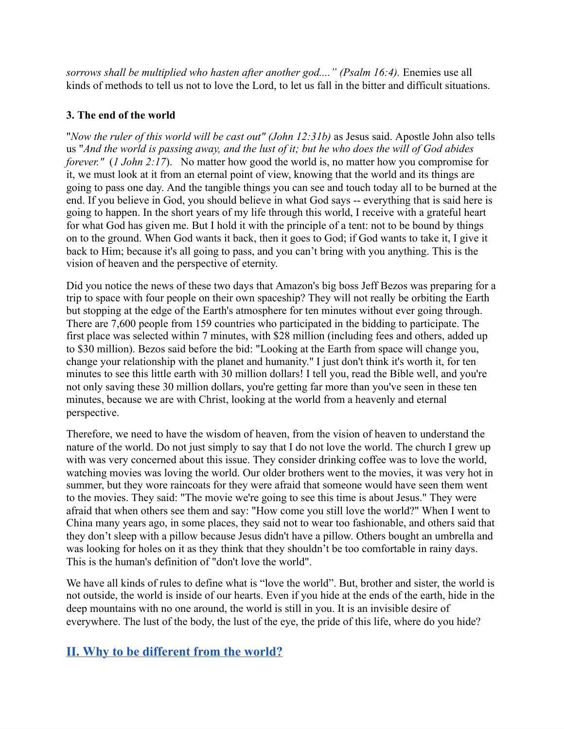*sorrows shall be multiplied who hasten after another god...." (Psalm 16:4).* Enemies use all kinds of methods to tell us not to love the Lord, to let us fall in the bitter and difficult situations.

**3. The end of the world**

"*Now the ruler of this world will be cast out" (John 12:31b)* as Jesus said. Apostle John also tells us "*And the world is passing away, and the lust of it; but he who does the will of God abides forever."* (*1 John 2:17*). No matter how good the world is, no matter how you compromise for it, we must look at it from an eternal point of view, knowing that the world and its things are going to pass one day. And the tangible things you can see and touch today all to be burned at the end. If you believe in God, you should believe in what God says -- everything that is said here is going to happen. In the short years of my life through this world, I receive with a grateful heart for what God has given me. But I hold it with the principle of a tent: not to be bound by things on to the ground. When God wants it back, then it goes to God; if God wants to take it, I give it back to Him; because it's all going to pass, and you can't bring with you anything. This is the vision of heaven and the perspective of eternity.

Did you notice the news of these two days that Amazon's big boss Jeff Bezos was preparing for a trip to space with four people on their own spaceship? They will not really be orbiting the Earth but stopping at the edge of the Earth's atmosphere for ten minutes without ever going through. There are 7,600 people from 159 countries who participated in the bidding to participate. The first place was selected within 7 minutes, with $28 million (including fees and others, added up to $30 million). Bezos said before the bid: "Looking at the Earth from space will change you, change your relationship with the planet and humanity." I just don't think it's worth it, for ten minutes to see this little earth with 30 million dollars! I tell you, read the Bible well, and you're not only saving these 30 million dollars, you're getting far more than you've seen in these ten minutes, because we are with Christ, looking at the world from a heavenly and eternal perspective.

Therefore, we need to have the wisdom of heaven, from the vision of heaven to understand the nature of the world. Do not just simply to say that I do not love the world. The church I grew up with was very concerned about this issue. They consider drinking coffee was to love the world, watching movies was loving the world. Our older brothers went to the movies, it was very hot in summer, but they wore raincoats for they were afraid that someone would have seen them went to the movies. They said: "The movie we're going to see this time is about Jesus." They were afraid that when others see them and say: "How come you still love the world?" When I went to China many years ago, in some places, they said not to wear too fashionable, and others said that they don't sleep with a pillow because Jesus didn't have a pillow. Others bought an umbrella and was looking for holes on it as they think that they shouldn't be too comfortable in rainy days. This is the human's definition of "don't love the world".

We have all kinds of rules to define what is "love the world". But, brother and sister, the world is not outside, the world is inside of our hearts. Even if you hide at the ends of the earth, hide in the deep mountains with no one around, the world is still in you. It is an invisible desire of everywhere. The lust of the body, the lust of the eye, the pride of this life, where do you hide?

## II. Why to be different from the world?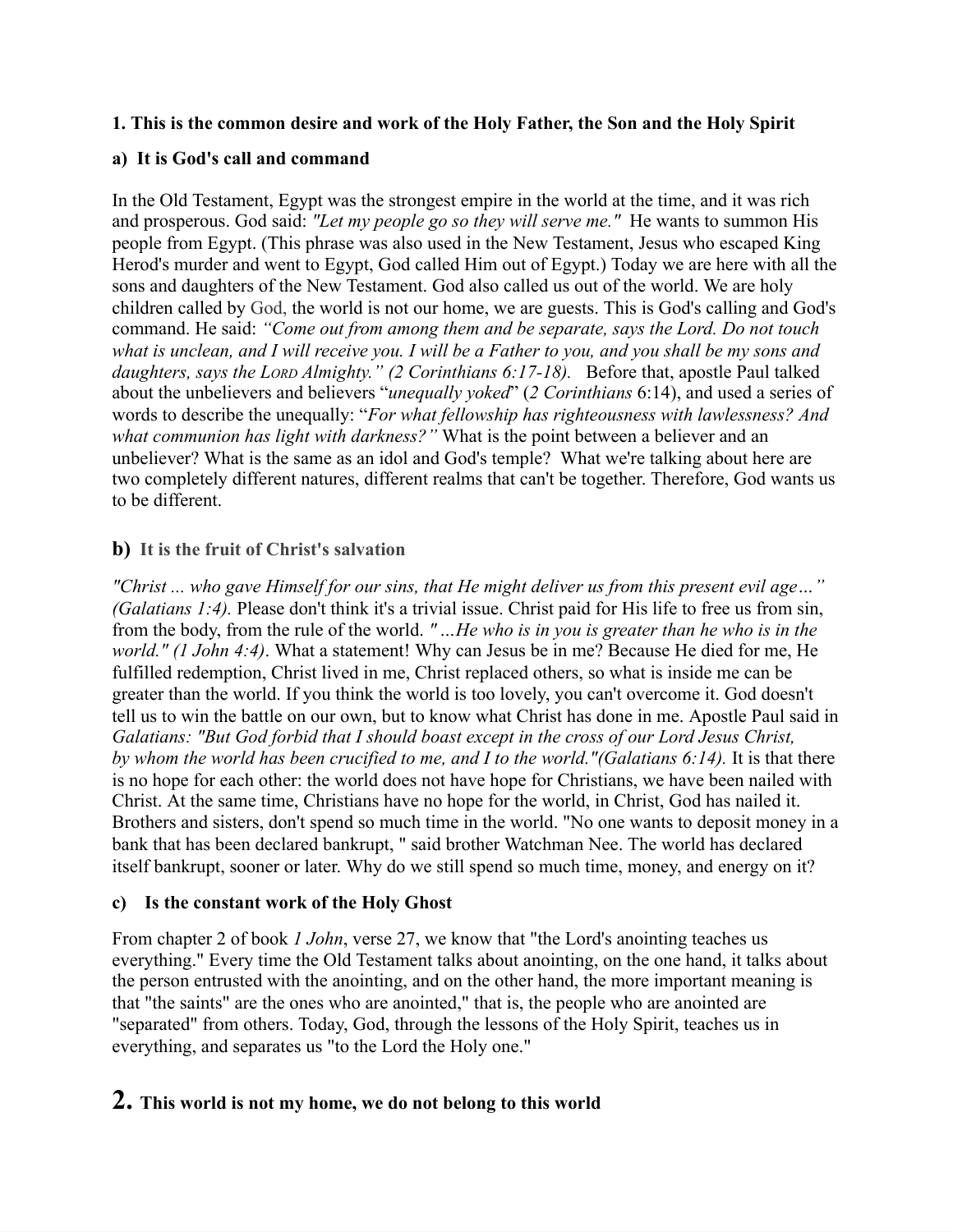**1. This is the common desire and work of the Holy Father, the Son and the Holy Spirit**

**a) It is God's call and command**

In the Old Testament, Egypt was the strongest empire in the world at the time, and it was rich and prosperous. God said: *"Let my people go so they will serve me."* He wants to summon His people from Egypt. (This phrase was also used in the New Testament, Jesus who escaped King Herod's murder and went to Egypt, God called Him out of Egypt.) Today we are here with all the sons and daughters of the New Testament. God also called us out of the world. We are holy children called by God, the world is not our home, we are guests. This is God's calling and God's command. He said: *"Come out from among them and be separate, says the Lord. Do not touch what is unclean, and I will receive you. I will be a Father to you, and you shall be my sons and daughters, says the LORD Almighty." (2 Corinthians 6:17-18).* Before that, apostle Paul talked about the unbelievers and believers "*unequally yoked*" (*2 Corinthians* 6:14), and used a series of words to describe the unequally: "*For what fellowship has righteousness with lawlessness? And what communion has light with darkness?"* What is the point between a believer and an unbeliever? What is the same as an idol and God's temple? What we're talking about here are two completely different natures, different realms that can't be together. Therefore, God wants us to be different.

**b) It is the fruit of Christ's salvation**

*"Christ ... who gave Himself for our sins, that He might deliver us from this present evil age…" (Galatians 1:4).* Please don't think it's a trivial issue. Christ paid for His life to free us from sin, from the body, from the rule of the world. *" …He who is in you is greater than he who is in the world." (1 John 4:4)*. What a statement! Why can Jesus be in me? Because He died for me, He fulfilled redemption, Christ lived in me, Christ replaced others, so what is inside me can be greater than the world. If you think the world is too lovely, you can't overcome it. God doesn't tell us to win the battle on our own, but to know what Christ has done in me. Apostle Paul said in *Galatians: "But God forbid that I should boast except in the cross of our Lord Jesus Christ, by whom the world has been crucified to me, and I to the world."(Galatians 6:14).* It is that there is no hope for each other: the world does not have hope for Christians, we have been nailed with Christ. At the same time, Christians have no hope for the world, in Christ, God has nailed it. Brothers and sisters, don't spend so much time in the world. "No one wants to deposit money in a bank that has been declared bankrupt, " said brother Watchman Nee. The world has declared itself bankrupt, sooner or later. Why do we still spend so much time, money, and energy on it?

**c) Is the constant work of the Holy Ghost**

From chapter 2 of book *1 John*, verse 27, we know that "the Lord's anointing teaches us everything." Every time the Old Testament talks about anointing, on the one hand, it talks about the person entrusted with the anointing, and on the other hand, the more important meaning is that "the saints" are the ones who are anointed," that is, the people who are anointed are "separated" from others. Today, God, through the lessons of the Holy Spirit, teaches us in everything, and separates us "to the Lord the Holy one."

## 2. This world is not my home, we do not belong to this world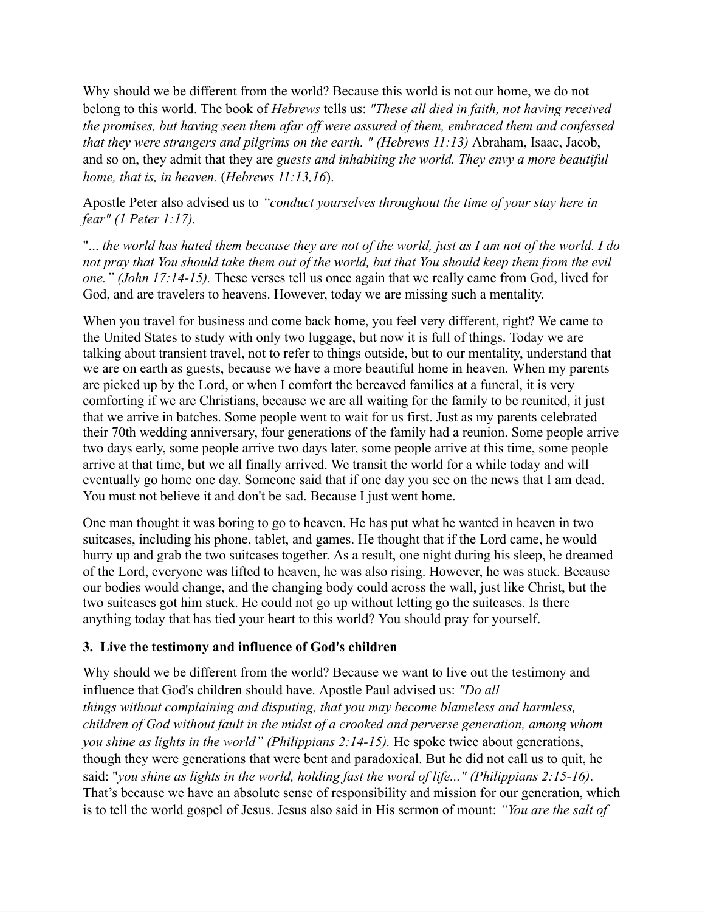Why should we be different from the world? Because this world is not our home, we do not belong to this world. The book of *Hebrews* tells us: *"These all died in faith, not having received the promises, but having seen them afar off were assured of them, embraced them and confessed that they were strangers and pilgrims on the earth. " (Hebrews 11:13)* Abraham, Isaac, Jacob, and so on, they admit that they are *guests and inhabiting the world. They envy a more beautiful home, that is, in heaven.* (*Hebrews 11:13,16*).

Apostle Peter also advised us to *"conduct yourselves throughout the time of your stay here in fear" (1 Peter 1:17).*

"*... the world has hated them because they are not of the world, just as I am not of the world. I do not pray that You should take them out of the world, but that You should keep them from the evil one." (John 17:14-15).* These verses tell us once again that we really came from God, lived for God, and are travelers to heavens. However, today we are missing such a mentality.

When you travel for business and come back home, you feel very different, right? We came to the United States to study with only two luggage, but now it is full of things. Today we are talking about transient travel, not to refer to things outside, but to our mentality, understand that we are on earth as guests, because we have a more beautiful home in heaven. When my parents are picked up by the Lord, or when I comfort the bereaved families at a funeral, it is very comforting if we are Christians, because we are all waiting for the family to be reunited, it just that we arrive in batches. Some people went to wait for us first. Just as my parents celebrated their 70th wedding anniversary, four generations of the family had a reunion. Some people arrive two days early, some people arrive two days later, some people arrive at this time, some people arrive at that time, but we all finally arrived. We transit the world for a while today and will eventually go home one day. Someone said that if one day you see on the news that I am dead. You must not believe it and don't be sad. Because I just went home.

One man thought it was boring to go to heaven. He has put what he wanted in heaven in two suitcases, including his phone, tablet, and games. He thought that if the Lord came, he would hurry up and grab the two suitcases together. As a result, one night during his sleep, he dreamed of the Lord, everyone was lifted to heaven, he was also rising. However, he was stuck. Because our bodies would change, and the changing body could across the wall, just like Christ, but the two suitcases got him stuck. He could not go up without letting go the suitcases. Is there anything today that has tied your heart to this world? You should pray for yourself.

### 3. Live the testimony and influence of God's children

Why should we be different from the world? Because we want to live out the testimony and influence that God's children should have. Apostle Paul advised us: *"Do all things without complaining and disputing, that you may become blameless and harmless, children of God without fault in the midst of a crooked and perverse generation, among whom you shine as lights in the world" (Philippians 2:14-15).* He spoke twice about generations, though they were generations that were bent and paradoxical. But he did not call us to quit, he said: "*you shine as lights in the world, holding fast the word of life..." (Philippians 2:15-16)*. That's because we have an absolute sense of responsibility and mission for our generation, which is to tell the world gospel of Jesus. Jesus also said in His sermon of mount: *"You are the salt of*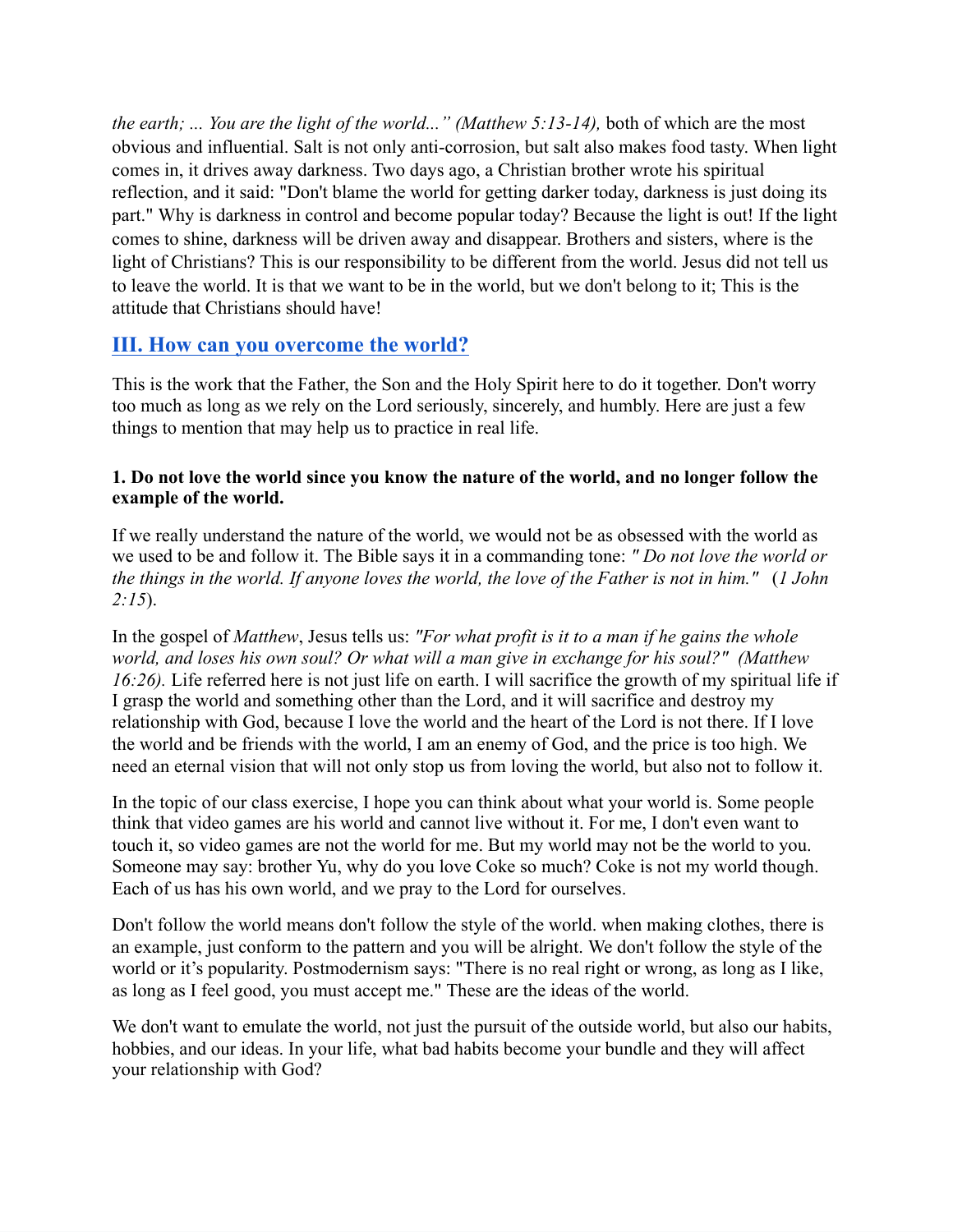*the earth; ... You are the light of the world..." (Matthew 5:13-14),* both of which are the most obvious and influential. Salt is not only anti-corrosion, but salt also makes food tasty. When light comes in, it drives away darkness. Two days ago, a Christian brother wrote his spiritual reflection, and it said: "Don't blame the world for getting darker today, darkness is just doing its part." Why is darkness in control and become popular today? Because the light is out! If the light comes to shine, darkness will be driven away and disappear. Brothers and sisters, where is the light of Christians? This is our responsibility to be different from the world. Jesus did not tell us to leave the world. It is that we want to be in the world, but we don't belong to it; This is the attitude that Christians should have!

## III. How can you overcome the world?

This is the work that the Father, the Son and the Holy Spirit here to do it together. Don't worry too much as long as we rely on the Lord seriously, sincerely, and humbly. Here are just a few things to mention that may help us to practice in real life.

#### 1. Do not love the world since you know the nature of the world, and no longer follow the example of the world.

If we really understand the nature of the world, we would not be as obsessed with the world as we used to be and follow it. The Bible says it in a commanding tone: *" Do not love the world or the things in the world. If anyone loves the world, the love of the Father is not in him."* (*1 John 2:15*).

In the gospel of *Matthew*, Jesus tells us: *"For what profit is it to a man if he gains the whole world, and loses his own soul? Or what will a man give in exchange for his soul?" (Matthew 16:26).* Life referred here is not just life on earth. I will sacrifice the growth of my spiritual life if I grasp the world and something other than the Lord, and it will sacrifice and destroy my relationship with God, because I love the world and the heart of the Lord is not there. If I love the world and be friends with the world, I am an enemy of God, and the price is too high. We need an eternal vision that will not only stop us from loving the world, but also not to follow it.

In the topic of our class exercise, I hope you can think about what your world is. Some people think that video games are his world and cannot live without it. For me, I don't even want to touch it, so video games are not the world for me. But my world may not be the world to you. Someone may say: brother Yu, why do you love Coke so much? Coke is not my world though. Each of us has his own world, and we pray to the Lord for ourselves.

Don't follow the world means don't follow the style of the world. when making clothes, there is an example, just conform to the pattern and you will be alright. We don't follow the style of the world or it's popularity. Postmodernism says: "There is no real right or wrong, as long as I like, as long as I feel good, you must accept me." These are the ideas of the world.

We don't want to emulate the world, not just the pursuit of the outside world, but also our habits, hobbies, and our ideas. In your life, what bad habits become your bundle and they will affect your relationship with God?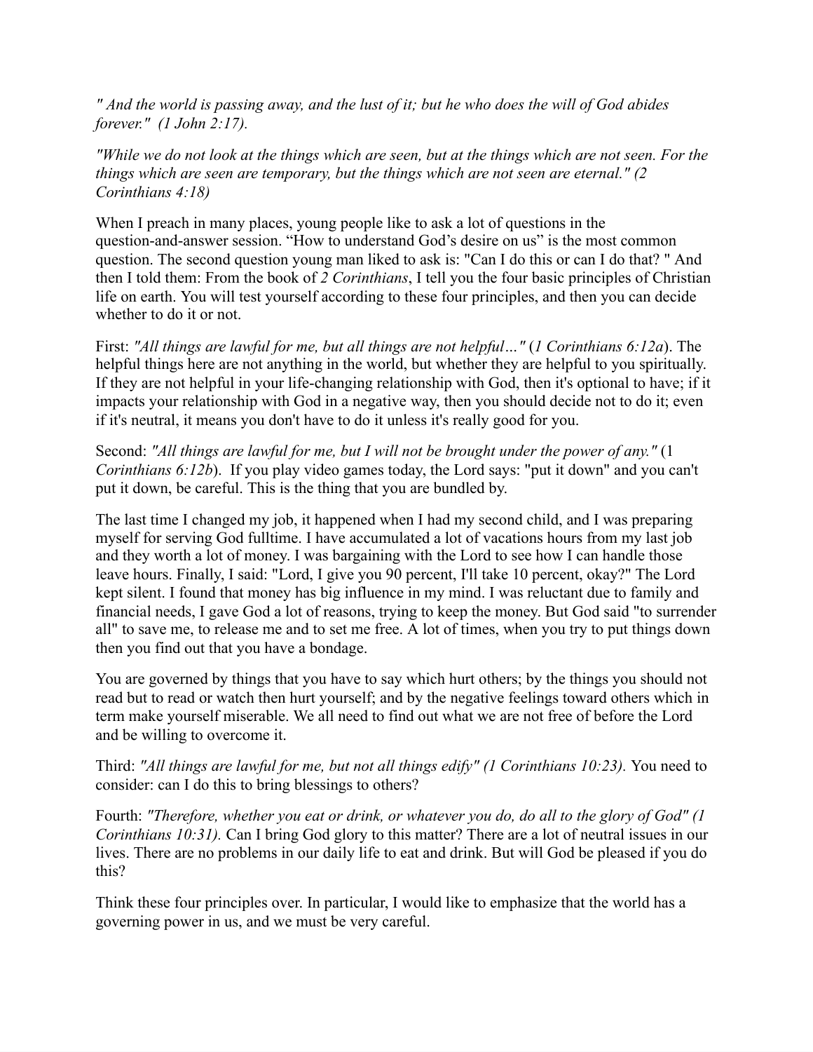*" And the world is passing away, and the lust of it; but he who does the will of God abides forever."  (1 John 2:17).*

*"While we do not look at the things which are seen, but at the things which are not seen. For the things which are seen are temporary, but the things which are not seen are eternal." (2 Corinthians 4:18)*

When I preach in many places, young people like to ask a lot of questions in the question-and-answer session. "How to understand God's desire on us" is the most common question. The second question young man liked to ask is: "Can I do this or can I do that? " And then I told them: From the book of *2 Corinthians*, I tell you the four basic principles of Christian life on earth. You will test yourself according to these four principles, and then you can decide whether to do it or not.

First: *"All things are lawful for me, but all things are not helpful…"* (*1 Corinthians 6:12a*). The helpful things here are not anything in the world, but whether they are helpful to you spiritually. If they are not helpful in your life-changing relationship with God, then it's optional to have; if it impacts your relationship with God in a negative way, then you should decide not to do it; even if it's neutral, it means you don't have to do it unless it's really good for you.

Second: *"All things are lawful for me, but I will not be brought under the power of any."* (*1 Corinthians 6:12b*).  If you play video games today, the Lord says: "put it down" and you can't put it down, be careful. This is the thing that you are bundled by.

The last time I changed my job, it happened when I had my second child, and I was preparing myself for serving God fulltime. I have accumulated a lot of vacations hours from my last job and they worth a lot of money. I was bargaining with the Lord to see how I can handle those leave hours. Finally, I said: "Lord, I give you 90 percent, I'll take 10 percent, okay?" The Lord kept silent. I found that money has big influence in my mind. I was reluctant due to family and financial needs, I gave God a lot of reasons, trying to keep the money. But God said "to surrender all" to save me, to release me and to set me free. A lot of times, when you try to put things down then you find out that you have a bondage.

You are governed by things that you have to say which hurt others; by the things you should not read but to read or watch then hurt yourself; and by the negative feelings toward others which in term make yourself miserable. We all need to find out what we are not free of before the Lord and be willing to overcome it.

Third: *"All things are lawful for me, but not all things edify" (1 Corinthians 10:23).* You need to consider: can I do this to bring blessings to others?

Fourth: *"Therefore, whether you eat or drink, or whatever you do, do all to the glory of God" (1 Corinthians 10:31).* Can I bring God glory to this matter? There are a lot of neutral issues in our lives. There are no problems in our daily life to eat and drink. But will God be pleased if you do this?

Think these four principles over. In particular, I would like to emphasize that the world has a governing power in us, and we must be very careful.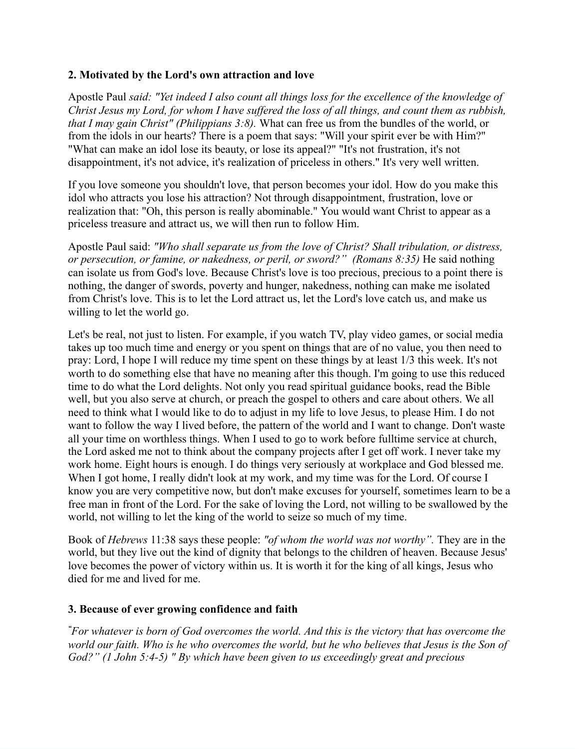**2. Motivated by the Lord's own attraction and love**

Apostle Paul *said: "Yet indeed I also count all things loss for the excellence of the knowledge of Christ Jesus my Lord, for whom I have suffered the loss of all things, and count them as rubbish, that I may gain Christ" (Philippians 3:8).* What can free us from the bundles of the world, or from the idols in our hearts? There is a poem that says: "Will your spirit ever be with Him?" "What can make an idol lose its beauty, or lose its appeal?" "It's not frustration, it's not disappointment, it's not advice, it's realization of priceless in others." It's very well written.

If you love someone you shouldn't love, that person becomes your idol. How do you make this idol who attracts you lose his attraction? Not through disappointment, frustration, love or realization that: "Oh, this person is really abominable." You would want Christ to appear as a priceless treasure and attract us, we will then run to follow Him.

Apostle Paul said: *"Who shall separate us from the love of Christ? Shall tribulation, or distress, or persecution, or famine, or nakedness, or peril, or sword?" (Romans 8:35)* He said nothing can isolate us from God's love. Because Christ's love is too precious, precious to a point there is nothing, the danger of swords, poverty and hunger, nakedness, nothing can make me isolated from Christ's love. This is to let the Lord attract us, let the Lord's love catch us, and make us willing to let the world go.

Let's be real, not just to listen. For example, if you watch TV, play video games, or social media takes up too much time and energy or you spent on things that are of no value, you then need to pray: Lord, I hope I will reduce my time spent on these things by at least 1/3 this week. It's not worth to do something else that have no meaning after this though. I'm going to use this reduced time to do what the Lord delights. Not only you read spiritual guidance books, read the Bible well, but you also serve at church, or preach the gospel to others and care about others. We all need to think what I would like to do to adjust in my life to love Jesus, to please Him. I do not want to follow the way I lived before, the pattern of the world and I want to change. Don't waste all your time on worthless things. When I used to go to work before fulltime service at church, the Lord asked me not to think about the company projects after I get off work. I never take my work home. Eight hours is enough. I do things very seriously at workplace and God blessed me. When I got home, I really didn't look at my work, and my time was for the Lord. Of course I know you are very competitive now, but don't make excuses for yourself, sometimes learn to be a free man in front of the Lord. For the sake of loving the Lord, not willing to be swallowed by the world, not willing to let the king of the world to seize so much of my time.

Book of *Hebrews* 11:38 says these people: *"of whom the world was not worthy".* They are in the world, but they live out the kind of dignity that belongs to the children of heaven. Because Jesus' love becomes the power of victory within us. It is worth it for the king of all kings, Jesus who died for me and lived for me.

**3. Because of ever growing confidence and faith**

*"For whatever is born of God overcomes the world. And this is the victory that has overcome the world our faith. Who is he who overcomes the world, but he who believes that Jesus is the Son of God?" (1 John 5:4-5) " By which have been given to us exceedingly great and precious*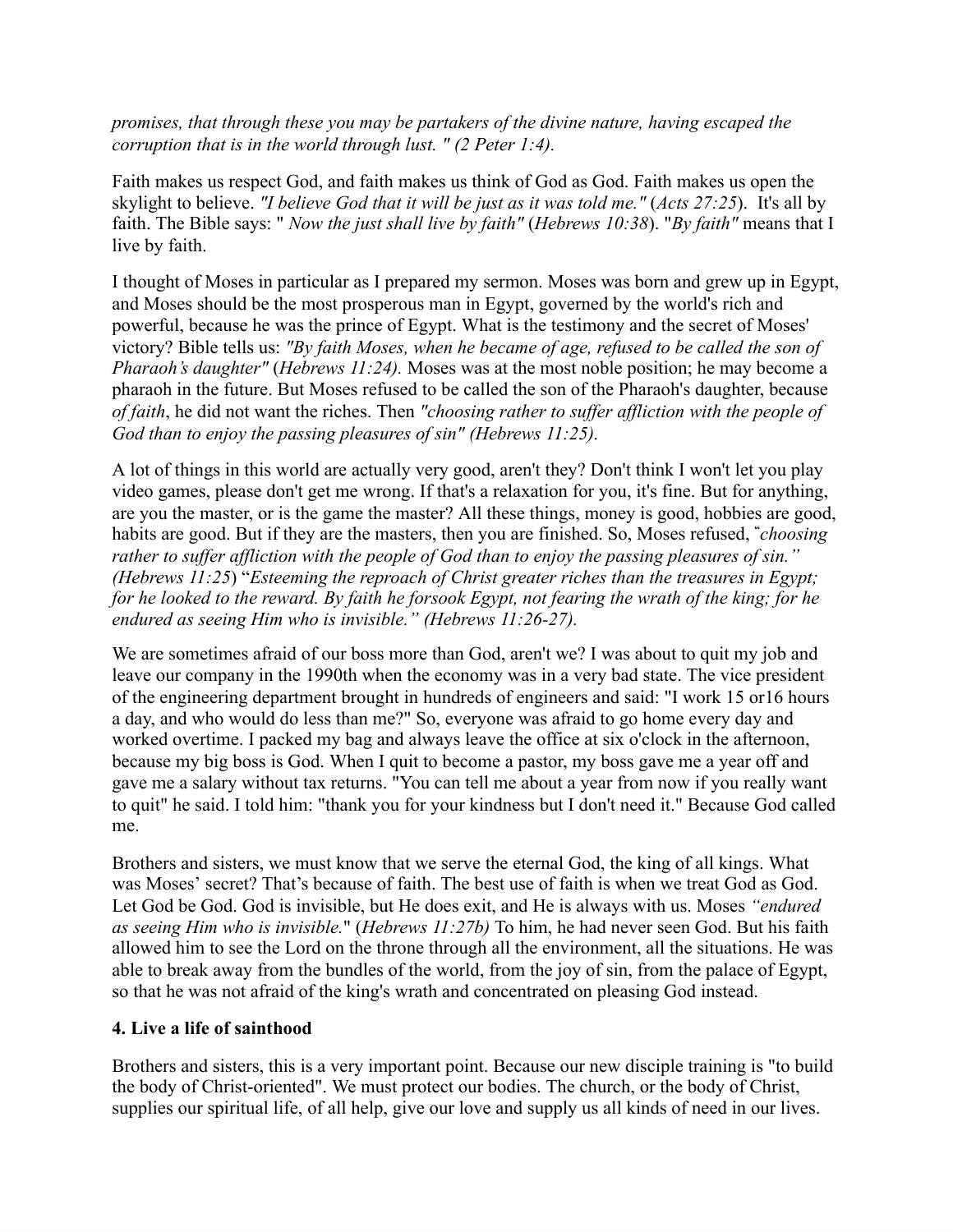*promises, that through these you may be partakers of the divine nature, having escaped the corruption that is in the world through lust. " (2 Peter 1:4).*

Faith makes us respect God, and faith makes us think of God as God. Faith makes us open the skylight to believe. *"I believe God that it will be just as it was told me."* (*Acts 27:25*). It's all by faith. The Bible says: " *Now the just shall live by faith"* (*Hebrews 10:38*). "*By faith"* means that I live by faith.

I thought of Moses in particular as I prepared my sermon. Moses was born and grew up in Egypt, and Moses should be the most prosperous man in Egypt, governed by the world's rich and powerful, because he was the prince of Egypt. What is the testimony and the secret of Moses' victory? Bible tells us: *"By faith Moses, when he became of age, refused to be called the son of Pharaoh's daughter"* (*Hebrews 11:24).* Moses was at the most noble position; he may become a pharaoh in the future. But Moses refused to be called the son of the Pharaoh's daughter, because *of faith*, he did not want the riches. Then *"choosing rather to suffer affliction with the people of God than to enjoy the passing pleasures of sin" (Hebrews 11:25).*

A lot of things in this world are actually very good, aren't they? Don't think I won't let you play video games, please don't get me wrong. If that's a relaxation for you, it's fine. But for anything, are you the master, or is the game the master? All these things, money is good, hobbies are good, habits are good. But if they are the masters, then you are finished. So, Moses refused, *"choosing rather to suffer affliction with the people of God than to enjoy the passing pleasures of sin." (Hebrews 11:25*) "*Esteeming the reproach of Christ greater riches than the treasures in Egypt; for he looked to the reward. By faith he forsook Egypt, not fearing the wrath of the king; for he endured as seeing Him who is invisible." (Hebrews 11:26-27).*

We are sometimes afraid of our boss more than God, aren't we? I was about to quit my job and leave our company in the 1990th when the economy was in a very bad state. The vice president of the engineering department brought in hundreds of engineers and said: "I work 15 or16 hours a day, and who would do less than me?" So, everyone was afraid to go home every day and worked overtime. I packed my bag and always leave the office at six o'clock in the afternoon, because my big boss is God. When I quit to become a pastor, my boss gave me a year off and gave me a salary without tax returns. "You can tell me about a year from now if you really want to quit" he said. I told him: "thank you for your kindness but I don't need it." Because God called me.

Brothers and sisters, we must know that we serve the eternal God, the king of all kings. What was Moses' secret? That's because of faith. The best use of faith is when we treat God as God. Let God be God. God is invisible, but He does exit, and He is always with us. Moses *"endured as seeing Him who is invisible.*" (*Hebrews 11:27b)* To him, he had never seen God. But his faith allowed him to see the Lord on the throne through all the environment, all the situations. He was able to break away from the bundles of the world, from the joy of sin, from the palace of Egypt, so that he was not afraid of the king's wrath and concentrated on pleasing God instead.

**4. Live a life of sainthood**

Brothers and sisters, this is a very important point. Because our new disciple training is "to build the body of Christ-oriented". We must protect our bodies. The church, or the body of Christ, supplies our spiritual life, of all help, give our love and supply us all kinds of need in our lives.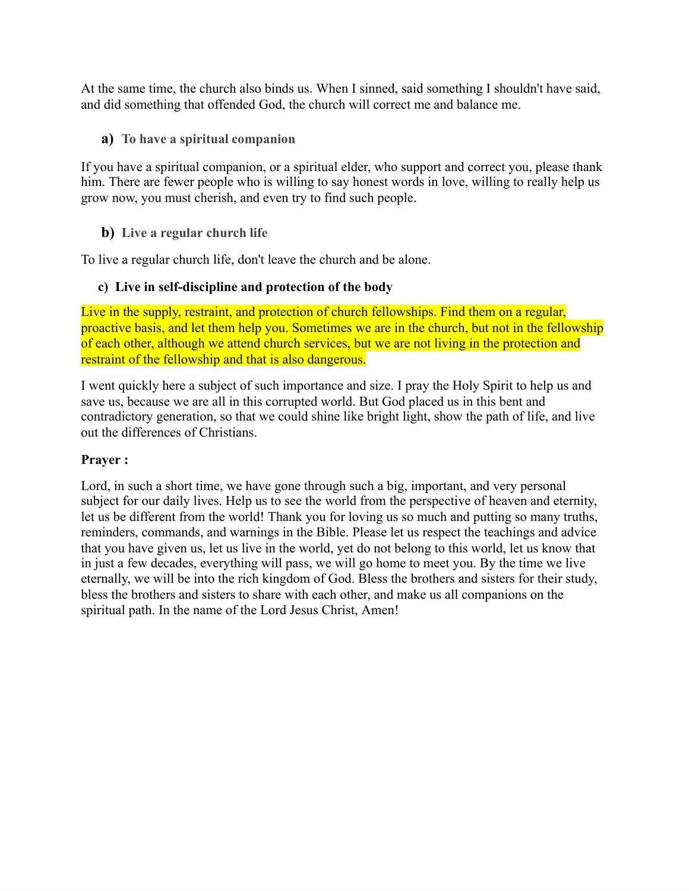At the same time, the church also binds us. When I sinned, said something I shouldn't have said, and did something that offended God, the church will correct me and balance me.

**a) To have a spiritual companion**

If you have a spiritual companion, or a spiritual elder, who support and correct you, please thank him. There are fewer people who is willing to say honest words in love, willing to really help us grow now, you must cherish, and even try to find such people.

**b) Live a regular church life**

To live a regular church life, don't leave the church and be alone.

**c) Live in self-discipline and protection of the body**

Live in the supply, restraint, and protection of church fellowships. Find them on a regular, proactive basis, and let them help you. Sometimes we are in the church, but not in the fellowship of each other, although we attend church services, but we are not living in the protection and restraint of the fellowship and that is also dangerous.

I went quickly here a subject of such importance and size. I pray the Holy Spirit to help us and save us, because we are all in this corrupted world. But God placed us in this bent and contradictory generation, so that we could shine like bright light, show the path of life, and live out the differences of Christians.

**Prayer :**

Lord, in such a short time, we have gone through such a big, important, and very personal subject for our daily lives. Help us to see the world from the perspective of heaven and eternity, let us be different from the world! Thank you for loving us so much and putting so many truths, reminders, commands, and warnings in the Bible. Please let us respect the teachings and advice that you have given us, let us live in the world, yet do not belong to this world, let us know that in just a few decades, everything will pass, we will go home to meet you. By the time we live eternally, we will be into the rich kingdom of God. Bless the brothers and sisters for their study, bless the brothers and sisters to share with each other, and make us all companions on the spiritual path. In the name of the Lord Jesus Christ, Amen!